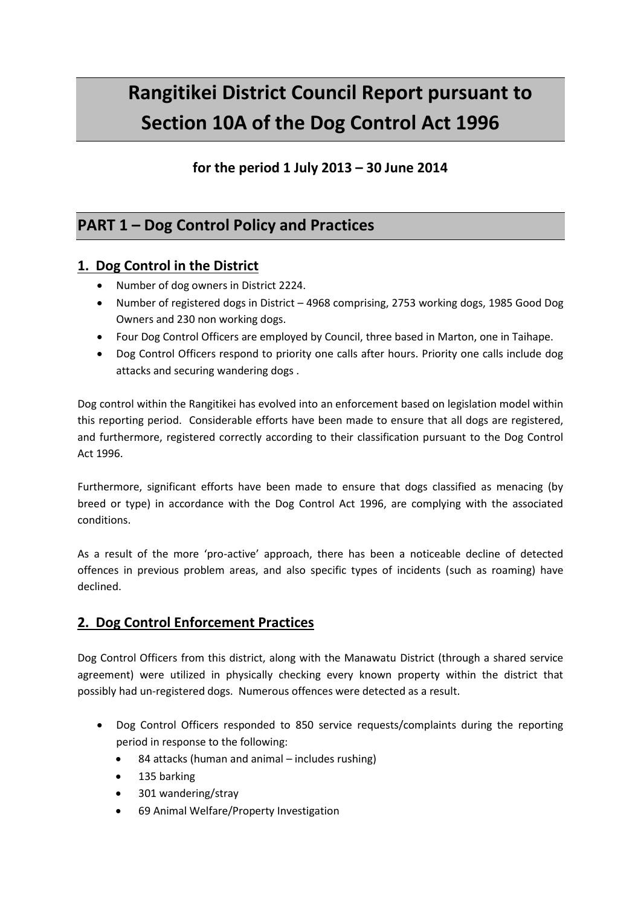# Rangitikei District Council Report pursuant to Section 10A of the Dog Control Act 1996

**for the period 1 July 2013 – 30 June 2014**

## PART 1 – Dog Control Policy and Practices

### 1. Dog Control in the District

- Number of dog owners in District 2224.
- Number of registered dogs in District – 4968 comprising, 2753 working dogs, 1985 Good Dog Owners and 230 non working dogs.
- Four Dog Control Officers are employed by Council, three based in Marton, one in Taihape.
- Dog Control Officers respond to priority one calls after hours. Priority one calls include dog attacks and securing wandering dogs .

Dog control within the Rangitikei has evolved into an enforcement based on legislation model within this reporting period. Considerable efforts have been made to ensure that all dogs are registered, and furthermore, registered correctly according to their classification pursuant to the Dog Control Act 1996.

Furthermore, significant efforts have been made to ensure that dogs classified as menacing (by breed or type) in accordance with the Dog Control Act 1996, are complying with the associated conditions.

As a result of the more 'pro-active' approach, there has been a noticeable decline of detected offences in previous problem areas, and also specific types of incidents (such as roaming) have declined.

### 2. Dog Control Enforcement Practices

Dog Control Officers from this district, along with the Manawatu District (through a shared service agreement) were utilized in physically checking every known property within the district that possibly had un-registered dogs. Numerous offences were detected as a result.

- Dog Control Officers responded to 850 service requests/complaints during the reporting period in response to the following:
  - 84 attacks (human and animal – includes rushing)
  - 135 barking
  - 301 wandering/stray
  - 69 Animal Welfare/Property Investigation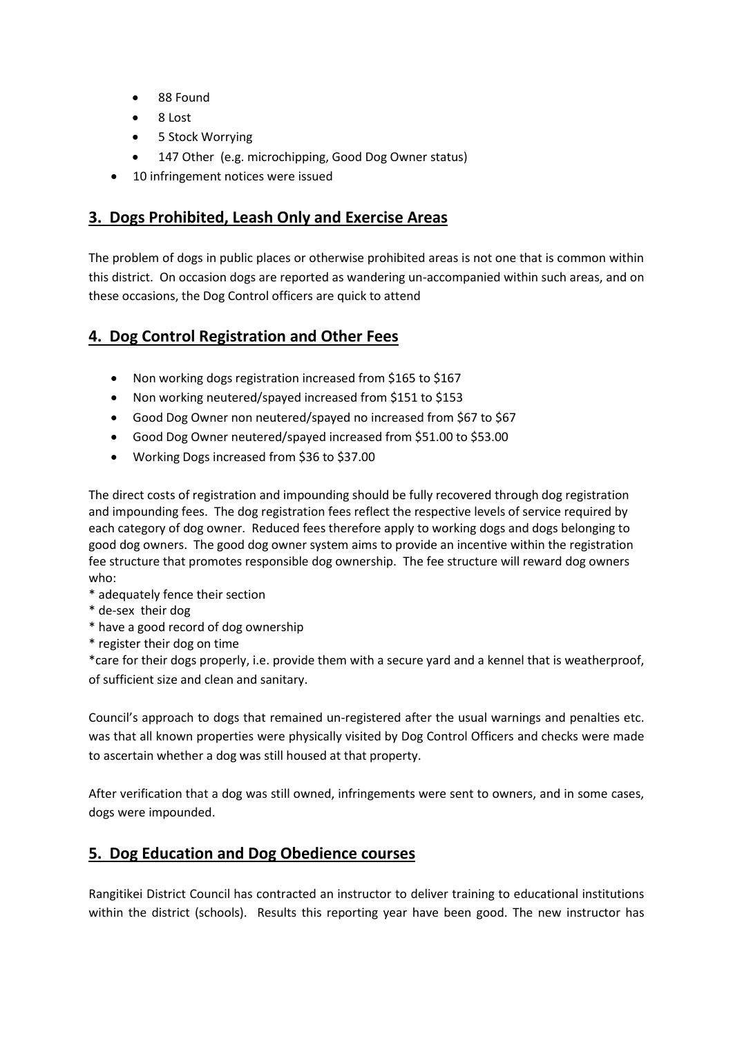- 88 Found
- 8 Lost
- 5 Stock Worrying
- 147 Other (e.g. microchipping, Good Dog Owner status)

- 10 infringement notices were issued

## 3. Dogs Prohibited, Leash Only and Exercise Areas

The problem of dogs in public places or otherwise prohibited areas is not one that is common within this district. On occasion dogs are reported as wandering un-accompanied within such areas, and on these occasions, the Dog Control officers are quick to attend

## 4. Dog Control Registration and Other Fees

- Non working dogs registration increased from $165 to $167
- Non working neutered/spayed increased from $151 to $153
- Good Dog Owner non neutered/spayed no increased from $67 to $67
- Good Dog Owner neutered/spayed increased from $51.00 to $53.00
- Working Dogs increased from $36 to $37.00

The direct costs of registration and impounding should be fully recovered through dog registration and impounding fees. The dog registration fees reflect the respective levels of service required by each category of dog owner. Reduced fees therefore apply to working dogs and dogs belonging to good dog owners. The good dog owner system aims to provide an incentive within the registration fee structure that promotes responsible dog ownership. The fee structure will reward dog owners who:

* adequately fence their section
* de-sex their dog
* have a good record of dog ownership
* register their dog on time
*care for their dogs properly, i.e. provide them with a secure yard and a kennel that is weatherproof, of sufficient size and clean and sanitary.

Council's approach to dogs that remained un-registered after the usual warnings and penalties etc. was that all known properties were physically visited by Dog Control Officers and checks were made to ascertain whether a dog was still housed at that property.

After verification that a dog was still owned, infringements were sent to owners, and in some cases, dogs were impounded.

## 5. Dog Education and Dog Obedience courses

Rangitikei District Council has contracted an instructor to deliver training to educational institutions within the district (schools). Results this reporting year have been good. The new instructor has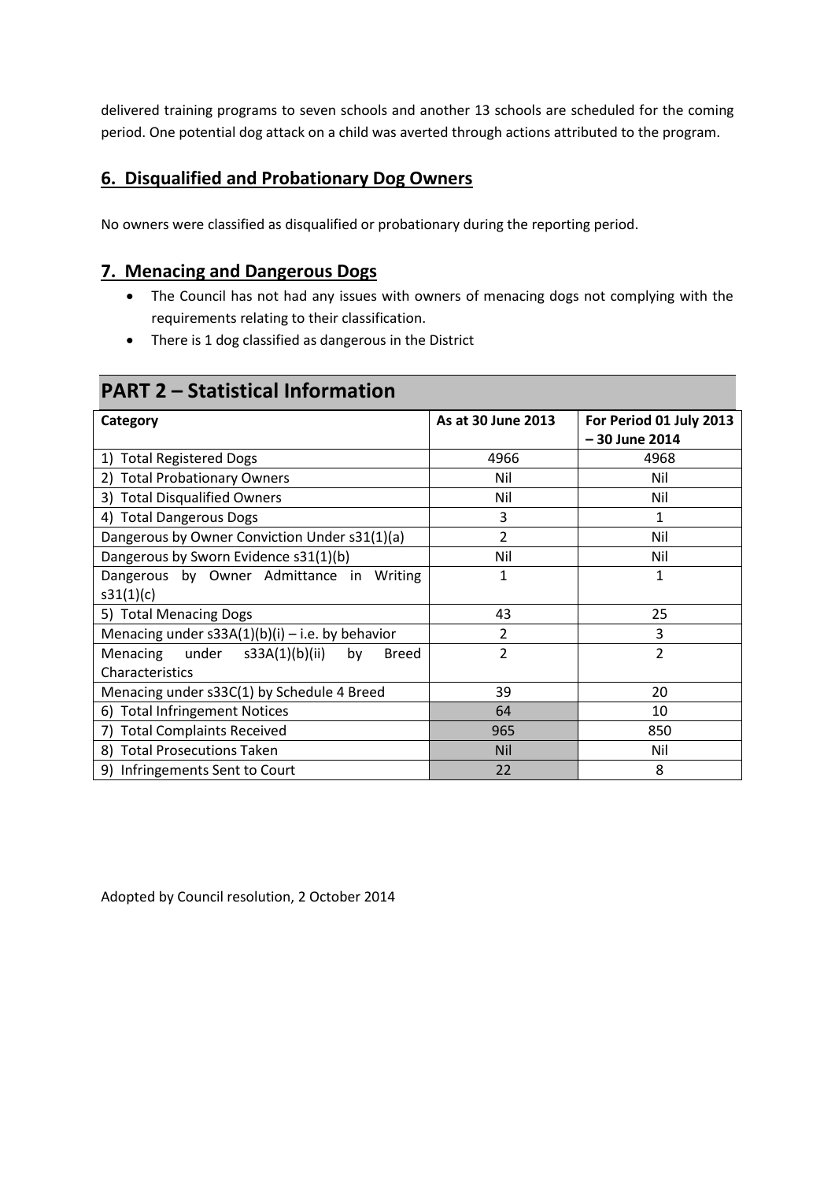delivered training programs to seven schools and another 13 schools are scheduled for the coming period. One potential dog attack on a child was averted through actions attributed to the program.

## 6. Disqualified and Probationary Dog Owners

No owners were classified as disqualified or probationary during the reporting period.

## 7. Menacing and Dangerous Dogs

- The Council has not had any issues with owners of menacing dogs not complying with the requirements relating to their classification.
- There is 1 dog classified as dangerous in the District

# PART 2 – Statistical Information

| Category | As at 30 June 2013 | For Period 01 July 2013 – 30 June 2014 |
|---|---|---|
| 1) Total Registered Dogs | 4966 | 4968 |
| 2) Total Probationary Owners | Nil | Nil |
| 3) Total Disqualified Owners | Nil | Nil |
| 4) Total Dangerous Dogs | 3 | 1 |
| Dangerous by Owner Conviction Under s31(1)(a) | 2 | Nil |
| Dangerous by Sworn Evidence s31(1)(b) | Nil | Nil |
| Dangerous by Owner Admittance in Writing s31(1)(c) | 1 | 1 |
| 5) Total Menacing Dogs | 43 | 25 |
| Menacing under s33A(1)(b)(i) – i.e. by behavior | 2 | 3 |
| Menacing under s33A(1)(b)(ii) by Breed Characteristics | 2 | 2 |
| Menacing under s33C(1) by Schedule 4 Breed | 39 | 20 |
| 6) Total Infringement Notices | 64 | 10 |
| 7) Total Complaints Received | 965 | 850 |
| 8) Total Prosecutions Taken | Nil | Nil |
| 9) Infringements Sent to Court | 22 | 8 |

Adopted by Council resolution, 2 October 2014